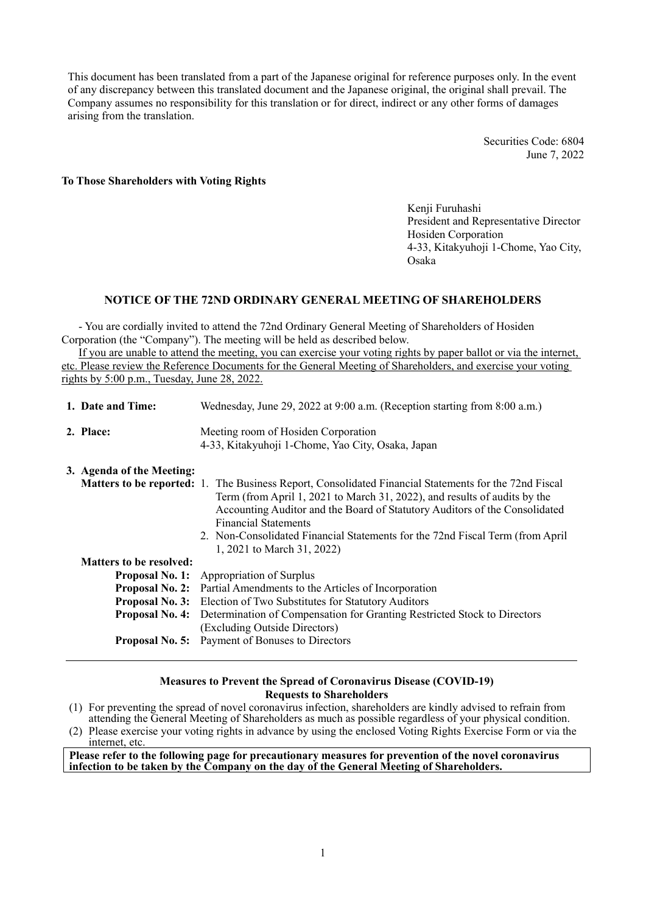This document has been translated from a part of the Japanese original for reference purposes only. In the event of any discrepancy between this translated document and the Japanese original, the original shall prevail. The Company assumes no responsibility for this translation or for direct, indirect or any other forms of damages arising from the translation.

Securities Code: 6804
June 7, 2022

**To Those Shareholders with Voting Rights**

Kenji Furuhashi
President and Representative Director
Hosiden Corporation
4-33, Kitakyuhoji 1-Chome, Yao City, Osaka

## NOTICE OF THE 72ND ORDINARY GENERAL MEETING OF SHAREHOLDERS

- You are cordially invited to attend the 72nd Ordinary General Meeting of Shareholders of Hosiden Corporation (the "Company"). The meeting will be held as described below.

If you are unable to attend the meeting, you can exercise your voting rights by paper ballot or via the internet, etc. Please review the Reference Documents for the General Meeting of Shareholders, and exercise your voting rights by 5:00 p.m., Tuesday, June 28, 2022.

**1. Date and Time:** Wednesday, June 29, 2022 at 9:00 a.m. (Reception starting from 8:00 a.m.)

**2. Place:** Meeting room of Hosiden Corporation
4-33, Kitakyuhoji 1-Chome, Yao City, Osaka, Japan

**3. Agenda of the Meeting:**

**Matters to be reported:**
1. The Business Report, Consolidated Financial Statements for the 72nd Fiscal Term (from April 1, 2021 to March 31, 2022), and results of audits by the Accounting Auditor and the Board of Statutory Auditors of the Consolidated Financial Statements
2. Non-Consolidated Financial Statements for the 72nd Fiscal Term (from April 1, 2021 to March 31, 2022)

**Matters to be resolved:**

**Proposal No. 1:** Appropriation of Surplus
**Proposal No. 2:** Partial Amendments to the Articles of Incorporation
**Proposal No. 3:** Election of Two Substitutes for Statutory Auditors
**Proposal No. 4:** Determination of Compensation for Granting Restricted Stock to Directors (Excluding Outside Directors)
**Proposal No. 5:** Payment of Bonuses to Directors

---

**Measures to Prevent the Spread of Coronavirus Disease (COVID-19)**
**Requests to Shareholders**

(1) For preventing the spread of novel coronavirus infection, shareholders are kindly advised to refrain from attending the General Meeting of Shareholders as much as possible regardless of your physical condition.
(2) Please exercise your voting rights in advance by using the enclosed Voting Rights Exercise Form or via the internet, etc.

**Please refer to the following page for precautionary measures for prevention of the novel coronavirus infection to be taken by the Company on the day of the General Meeting of Shareholders.**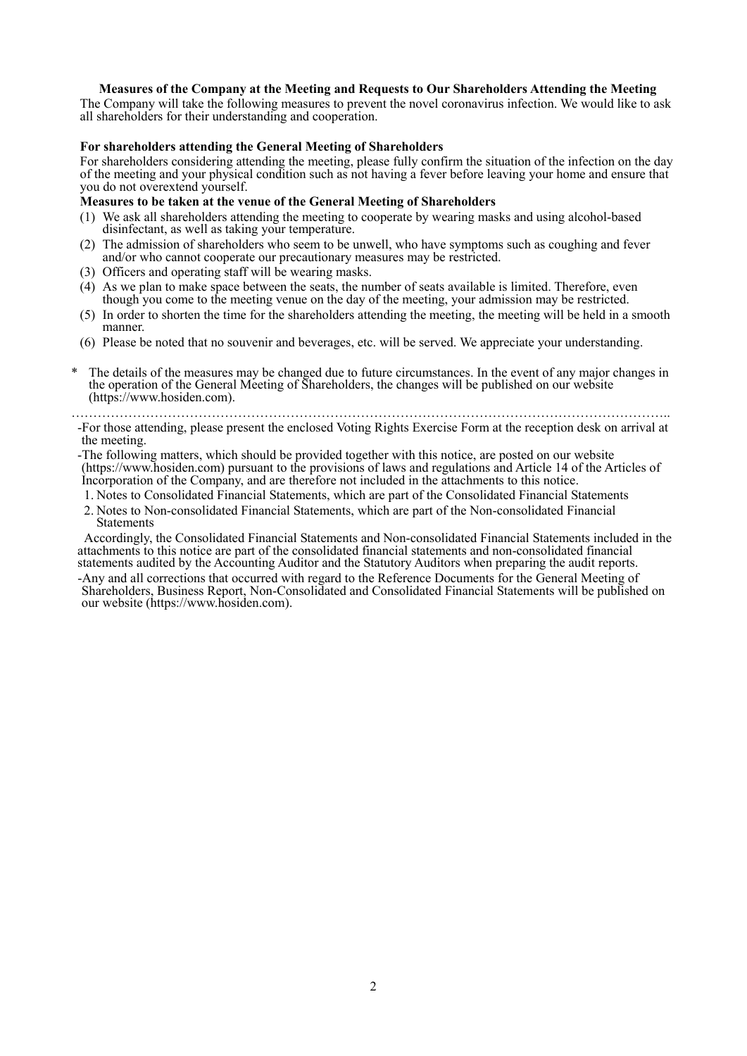**Measures of the Company at the Meeting and Requests to Our Shareholders Attending the Meeting**

The Company will take the following measures to prevent the novel coronavirus infection. We would like to ask all shareholders for their understanding and cooperation.

**For shareholders attending the General Meeting of Shareholders**

For shareholders considering attending the meeting, please fully confirm the situation of the infection on the day of the meeting and your physical condition such as not having a fever before leaving your home and ensure that you do not overextend yourself.

**Measures to be taken at the venue of the General Meeting of Shareholders**

(1) We ask all shareholders attending the meeting to cooperate by wearing masks and using alcohol-based disinfectant, as well as taking your temperature.
(2) The admission of shareholders who seem to be unwell, who have symptoms such as coughing and fever and/or who cannot cooperate our precautionary measures may be restricted.
(3) Officers and operating staff will be wearing masks.
(4) As we plan to make space between the seats, the number of seats available is limited. Therefore, even though you come to the meeting venue on the day of the meeting, your admission may be restricted.
(5) In order to shorten the time for the shareholders attending the meeting, the meeting will be held in a smooth manner.
(6) Please be noted that no souvenir and beverages, etc. will be served. We appreciate your understanding.

\* The details of the measures may be changed due to future circumstances. In the event of any major changes in the operation of the General Meeting of Shareholders, the changes will be published on our website (https://www.hosiden.com).

………………………………………………………………………………………………………………..

-For those attending, please present the enclosed Voting Rights Exercise Form at the reception desk on arrival at the meeting.

-The following matters, which should be provided together with this notice, are posted on our website (https://www.hosiden.com) pursuant to the provisions of laws and regulations and Article 14 of the Articles of Incorporation of the Company, and are therefore not included in the attachments to this notice.

1. Notes to Consolidated Financial Statements, which are part of the Consolidated Financial Statements
2. Notes to Non-consolidated Financial Statements, which are part of the Non-consolidated Financial Statements

Accordingly, the Consolidated Financial Statements and Non-consolidated Financial Statements included in the attachments to this notice are part of the consolidated financial statements and non-consolidated financial statements audited by the Accounting Auditor and the Statutory Auditors when preparing the audit reports.

-Any and all corrections that occurred with regard to the Reference Documents for the General Meeting of Shareholders, Business Report, Non-Consolidated and Consolidated Financial Statements will be published on our website (https://www.hosiden.com).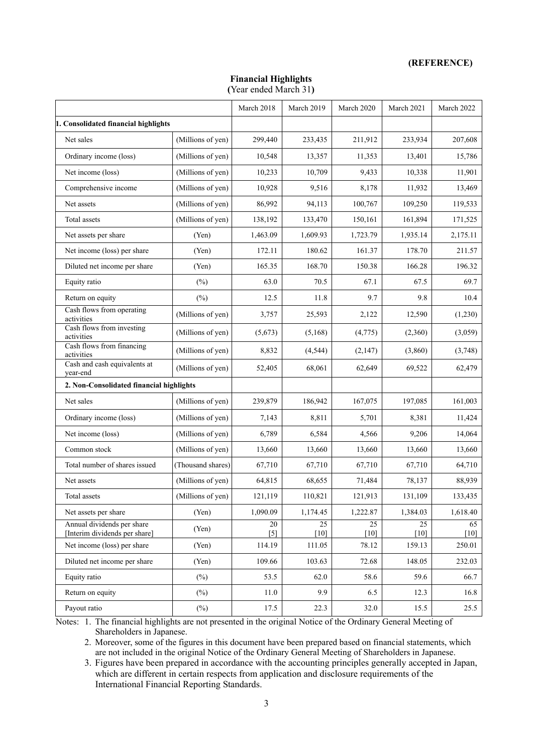**(REFERENCE)**

## Financial Highlights

**(**Year ended March 31**)**

| | | March 2018 | March 2019 | March 2020 | March 2021 | March 2022 |
|---|---|---|---|---|---|---|
| **1. Consolidated financial highlights** | | | | | | |
| Net sales | (Millions of yen) | 299,440 | 233,435 | 211,912 | 233,934 | 207,608 |
| Ordinary income (loss) | (Millions of yen) | 10,548 | 13,357 | 11,353 | 13,401 | 15,786 |
| Net income (loss) | (Millions of yen) | 10,233 | 10,709 | 9,433 | 10,338 | 11,901 |
| Comprehensive income | (Millions of yen) | 10,928 | 9,516 | 8,178 | 11,932 | 13,469 |
| Net assets | (Millions of yen) | 86,992 | 94,113 | 100,767 | 109,250 | 119,533 |
| Total assets | (Millions of yen) | 138,192 | 133,470 | 150,161 | 161,894 | 171,525 |
| Net assets per share | (Yen) | 1,463.09 | 1,609.93 | 1,723.79 | 1,935.14 | 2,175.11 |
| Net income (loss) per share | (Yen) | 172.11 | 180.62 | 161.37 | 178.70 | 211.57 |
| Diluted net income per share | (Yen) | 165.35 | 168.70 | 150.38 | 166.28 | 196.32 |
| Equity ratio | (%) | 63.0 | 70.5 | 67.1 | 67.5 | 69.7 |
| Return on equity | (%) | 12.5 | 11.8 | 9.7 | 9.8 | 10.4 |
| Cash flows from operating activities | (Millions of yen) | 3,757 | 25,593 | 2,122 | 12,590 | (1,230) |
| Cash flows from investing activities | (Millions of yen) | (5,673) | (5,168) | (4,775) | (2,360) | (3,059) |
| Cash flows from financing activities | (Millions of yen) | 8,832 | (4,544) | (2,147) | (3,860) | (3,748) |
| Cash and cash equivalents at year-end | (Millions of yen) | 52,405 | 68,061 | 62,649 | 69,522 | 62,479 |
| **2. Non-Consolidated financial highlights** | | | | | | |
| Net sales | (Millions of yen) | 239,879 | 186,942 | 167,075 | 197,085 | 161,003 |
| Ordinary income (loss) | (Millions of yen) | 7,143 | 8,811 | 5,701 | 8,381 | 11,424 |
| Net income (loss) | (Millions of yen) | 6,789 | 6,584 | 4,566 | 9,206 | 14,064 |
| Common stock | (Millions of yen) | 13,660 | 13,660 | 13,660 | 13,660 | 13,660 |
| Total number of shares issued | (Thousand shares) | 67,710 | 67,710 | 67,710 | 67,710 | 64,710 |
| Net assets | (Millions of yen) | 64,815 | 68,655 | 71,484 | 78,137 | 88,939 |
| Total assets | (Millions of yen) | 121,119 | 110,821 | 121,913 | 131,109 | 133,435 |
| Net assets per share | (Yen) | 1,090.09 | 1,174.45 | 1,222.87 | 1,384.03 | 1,618.40 |
| Annual dividends per share [Interim dividends per share] | (Yen) | 20 [5] | 25 [10] | 25 [10] | 25 [10] | 65 [10] |
| Net income (loss) per share | (Yen) | 114.19 | 111.05 | 78.12 | 159.13 | 250.01 |
| Diluted net income per share | (Yen) | 109.66 | 103.63 | 72.68 | 148.05 | 232.03 |
| Equity ratio | (%) | 53.5 | 62.0 | 58.6 | 59.6 | 66.7 |
| Return on equity | (%) | 11.0 | 9.9 | 6.5 | 12.3 | 16.8 |
| Payout ratio | (%) | 17.5 | 22.3 | 32.0 | 15.5 | 25.5 |

Notes: 1. The financial highlights are not presented in the original Notice of the Ordinary General Meeting of Shareholders in Japanese.

2. Moreover, some of the figures in this document have been prepared based on financial statements, which are not included in the original Notice of the Ordinary General Meeting of Shareholders in Japanese.

3. Figures have been prepared in accordance with the accounting principles generally accepted in Japan, which are different in certain respects from application and disclosure requirements of the International Financial Reporting Standards.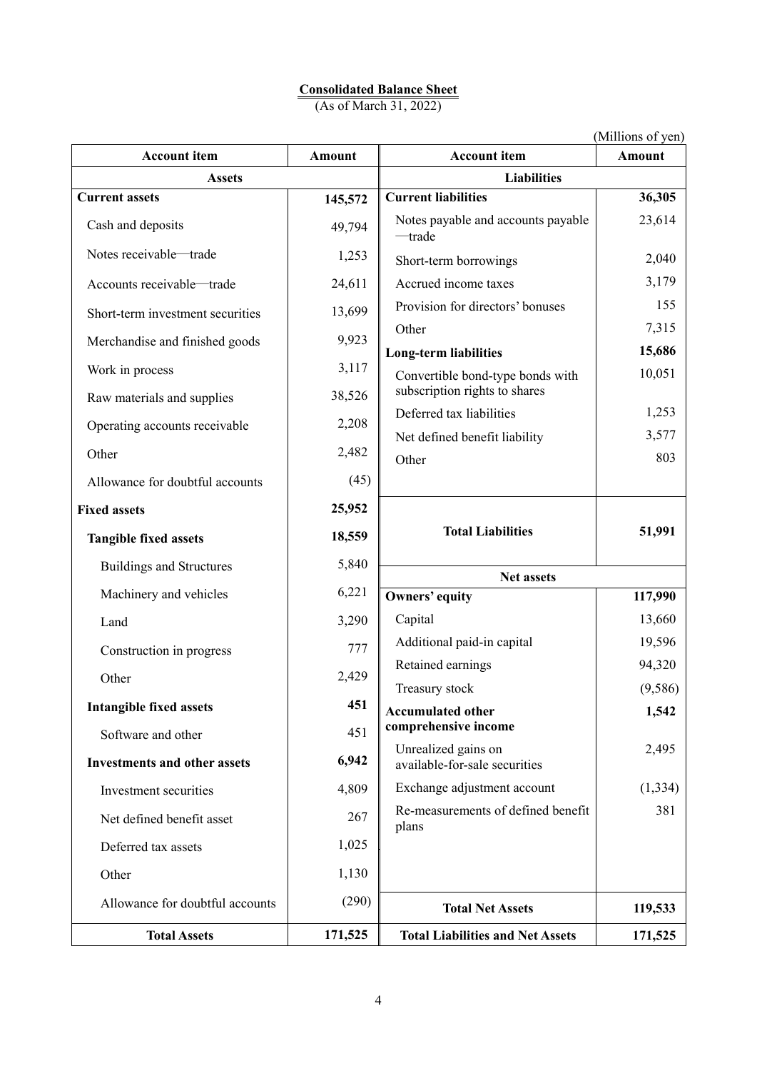# Consolidated Balance Sheet

(As of March 31, 2022)

(Millions of yen)

| Account item | Amount | Account item | Amount |
|---|---|---|---|
| **Assets** | | **Liabilities** | |
| **Current assets** | **145,572** | **Current liabilities** | **36,305** |
| Cash and deposits | 49,794 | Notes payable and accounts payable—trade | 23,614 |
| Notes receivable—trade | 1,253 | Short-term borrowings | 2,040 |
| Accounts receivable—trade | 24,611 | Accrued income taxes | 3,179 |
| Short-term investment securities | 13,699 | Provision for directors' bonuses | 155 |
| Merchandise and finished goods | 9,923 | Other | 7,315 |
| Work in process | 3,117 | **Long-term liabilities** | **15,686** |
| Raw materials and supplies | 38,526 | Convertible bond-type bonds with subscription rights to shares | 10,051 |
| Operating accounts receivable | 2,208 | Deferred tax liabilities | 1,253 |
| Other | 2,482 | Net defined benefit liability | 3,577 |
| Allowance for doubtful accounts | (45) | Other | 803 |
| **Fixed assets** | **25,952** | | |
| **Tangible fixed assets** | **18,559** | **Total Liabilities** | **51,991** |
| Buildings and Structures | 5,840 | **Net assets** | |
| Machinery and vehicles | 6,221 | **Owners' equity** | **117,990** |
| Land | 3,290 | Capital | 13,660 |
| Construction in progress | 777 | Additional paid-in capital | 19,596 |
| Other | 2,429 | Retained earnings | 94,320 |
| **Intangible fixed assets** | **451** | Treasury stock | (9,586) |
| Software and other | 451 | **Accumulated other comprehensive income** | **1,542** |
| **Investments and other assets** | **6,942** | Unrealized gains on available-for-sale securities | 2,495 |
| Investment securities | 4,809 | Exchange adjustment account | (1,334) |
| Net defined benefit asset | 267 | Re-measurements of defined benefit plans | 381 |
| Deferred tax assets | 1,025 | | |
| Other | 1,130 | | |
| Allowance for doubtful accounts | (290) | **Total Net Assets** | **119,533** |
| **Total Assets** | **171,525** | **Total Liabilities and Net Assets** | **171,525** |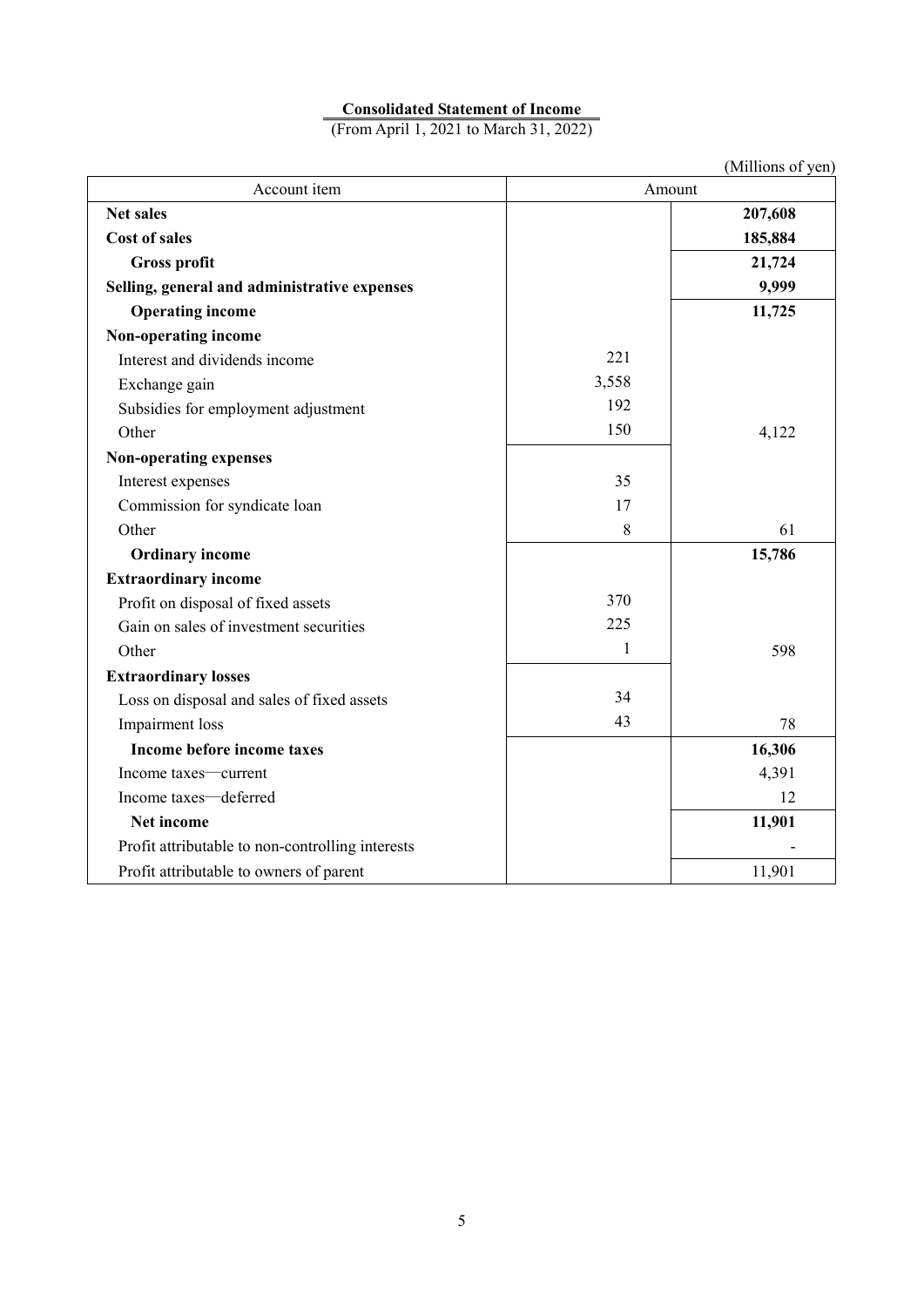# Consolidated Statement of Income

(From April 1, 2021 to March 31, 2022)

(Millions of yen)

| Account item | Amount | |
|---|---|---|
| **Net sales** | | **207,608** |
| **Cost of sales** | | **185,884** |
| **Gross profit** | | **21,724** |
| **Selling, general and administrative expenses** | | **9,999** |
| **Operating income** | | **11,725** |
| **Non-operating income** | | |
| Interest and dividends income | 221 | |
| Exchange gain | 3,558 | |
| Subsidies for employment adjustment | 192 | |
| Other | 150 | 4,122 |
| **Non-operating expenses** | | |
| Interest expenses | 35 | |
| Commission for syndicate loan | 17 | |
| Other | 8 | 61 |
| **Ordinary income** | | **15,786** |
| **Extraordinary income** | | |
| Profit on disposal of fixed assets | 370 | |
| Gain on sales of investment securities | 225 | |
| Other | 1 | 598 |
| **Extraordinary losses** | | |
| Loss on disposal and sales of fixed assets | 34 | |
| Impairment loss | 43 | 78 |
| **Income before income taxes** | | **16,306** |
| Income taxes—current | | 4,391 |
| Income taxes—deferred | | 12 |
| **Net income** | | **11,901** |
| Profit attributable to non-controlling interests | | - |
| Profit attributable to owners of parent | | 11,901 |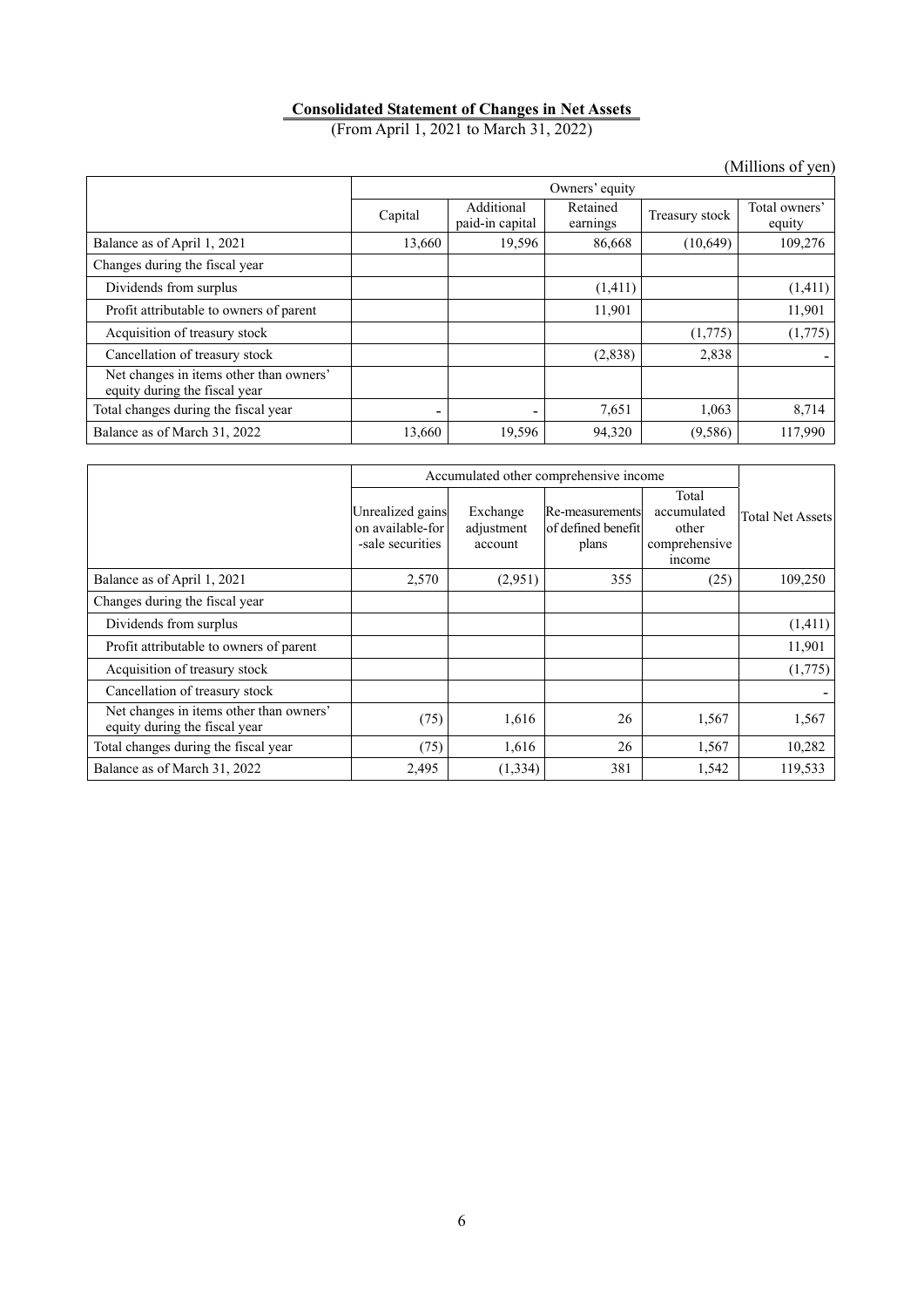**Consolidated Statement of Changes in Net Assets**

(From April 1, 2021 to March 31, 2022)

(Millions of yen)

| | Owners' equity | | | | |
|---|---|---|---|---|---|
| | Capital | Additional paid-in capital | Retained earnings | Treasury stock | Total owners' equity |
| Balance as of April 1, 2021 | 13,660 | 19,596 | 86,668 | (10,649) | 109,276 |
| Changes during the fiscal year | | | | | |
| Dividends from surplus | | | (1,411) | | (1,411) |
| Profit attributable to owners of parent | | | 11,901 | | 11,901 |
| Acquisition of treasury stock | | | | (1,775) | (1,775) |
| Cancellation of treasury stock | | | (2,838) | 2,838 | - |
| Net changes in items other than owners' equity during the fiscal year | | | | | |
| Total changes during the fiscal year | - | - | 7,651 | 1,063 | 8,714 |
| Balance as of March 31, 2022 | 13,660 | 19,596 | 94,320 | (9,586) | 117,990 |

| | Accumulated other comprehensive income | | | | Total Net Assets |
|---|---|---|---|---|---|
| | Unrealized gains on available-for-sale securities | Exchange adjustment account | Re-measurements of defined benefit plans | Total accumulated other comprehensive income | |
| Balance as of April 1, 2021 | 2,570 | (2,951) | 355 | (25) | 109,250 |
| Changes during the fiscal year | | | | | |
| Dividends from surplus | | | | | (1,411) |
| Profit attributable to owners of parent | | | | | 11,901 |
| Acquisition of treasury stock | | | | | (1,775) |
| Cancellation of treasury stock | | | | | - |
| Net changes in items other than owners' equity during the fiscal year | (75) | 1,616 | 26 | 1,567 | 1,567 |
| Total changes during the fiscal year | (75) | 1,616 | 26 | 1,567 | 10,282 |
| Balance as of March 31, 2022 | 2,495 | (1,334) | 381 | 1,542 | 119,533 |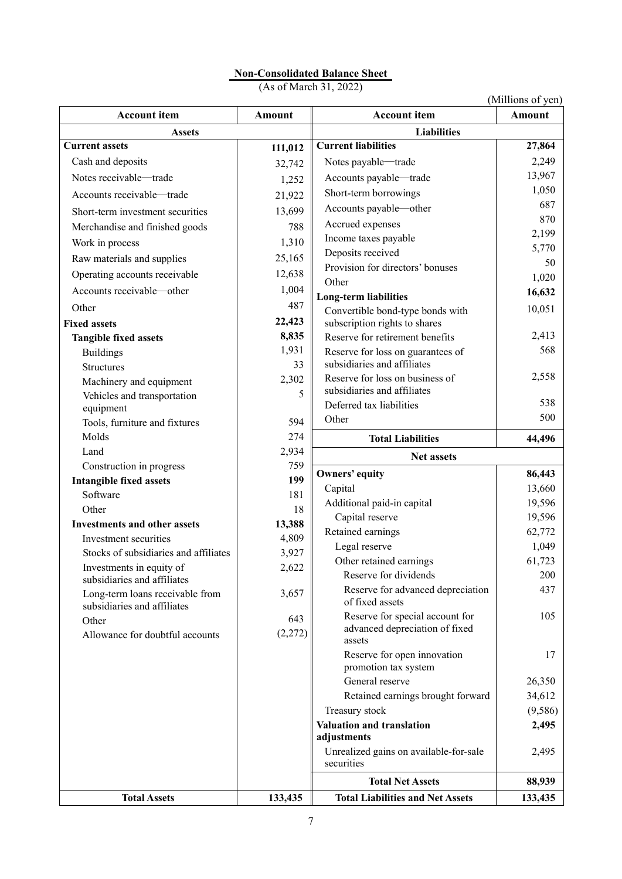**Non-Consolidated Balance Sheet**

(As of March 31, 2022)

(Millions of yen)

| Account item | Amount | Account item | Amount |
|---|---|---|---|
| **Assets** | | **Liabilities** | |
| **Current assets** | **111,012** | **Current liabilities** | **27,864** |
| Cash and deposits | 32,742 | Notes payable—trade | 2,249 |
| Notes receivable—trade | 1,252 | Accounts payable—trade | 13,967 |
| Accounts receivable—trade | 21,922 | Short-term borrowings | 1,050 |
| Short-term investment securities | 13,699 | Accounts payable—other | 687 |
| Merchandise and finished goods | 788 | Accrued expenses | 870 |
| Work in process | 1,310 | Income taxes payable | 2,199 |
| Raw materials and supplies | 25,165 | Deposits received | 5,770 |
| Operating accounts receivable | 12,638 | Provision for directors' bonuses | 50 |
| Accounts receivable—other | 1,004 | Other | 1,020 |
| Other | 487 | **Long-term liabilities** | **16,632** |
| **Fixed assets** | **22,423** | Convertible bond-type bonds with subscription rights to shares | 10,051 |
| **Tangible fixed assets** | **8,835** | Reserve for retirement benefits | 2,413 |
| Buildings | 1,931 | Reserve for loss on guarantees of subsidiaries and affiliates | 568 |
| Structures | 33 | Reserve for loss on business of subsidiaries and affiliates | 2,558 |
| Machinery and equipment | 2,302 | Deferred tax liabilities | 538 |
| Vehicles and transportation equipment | 5 | Other | 500 |
| Tools, furniture and fixtures | 594 | **Total Liabilities** | **44,496** |
| Molds | 274 | **Net assets** | |
| Land | 2,934 | **Owners' equity** | **86,443** |
| Construction in progress | 759 | Capital | 13,660 |
| **Intangible fixed assets** | **199** | Additional paid-in capital | 19,596 |
| Software | 181 | Capital reserve | 19,596 |
| Other | 18 | Retained earnings | 62,772 |
| **Investments and other assets** | **13,388** | Legal reserve | 1,049 |
| Investment securities | 4,809 | Other retained earnings | 61,723 |
| Stocks of subsidiaries and affiliates | 3,927 | Reserve for dividends | 200 |
| Investments in equity of subsidiaries and affiliates | 2,622 | Reserve for advanced depreciation of fixed assets | 437 |
| Long-term loans receivable from subsidiaries and affiliates | 3,657 | Reserve for special account for advanced depreciation of fixed assets | 105 |
| Other | 643 | Reserve for open innovation promotion tax system | 17 |
| Allowance for doubtful accounts | (2,272) | General reserve | 26,350 |
| | | Retained earnings brought forward | 34,612 |
| | | Treasury stock | (9,586) |
| | | **Valuation and translation adjustments** | **2,495** |
| | | Unrealized gains on available-for-sale securities | 2,495 |
| | | **Total Net Assets** | **88,939** |
| **Total Assets** | **133,435** | **Total Liabilities and Net Assets** | **133,435** |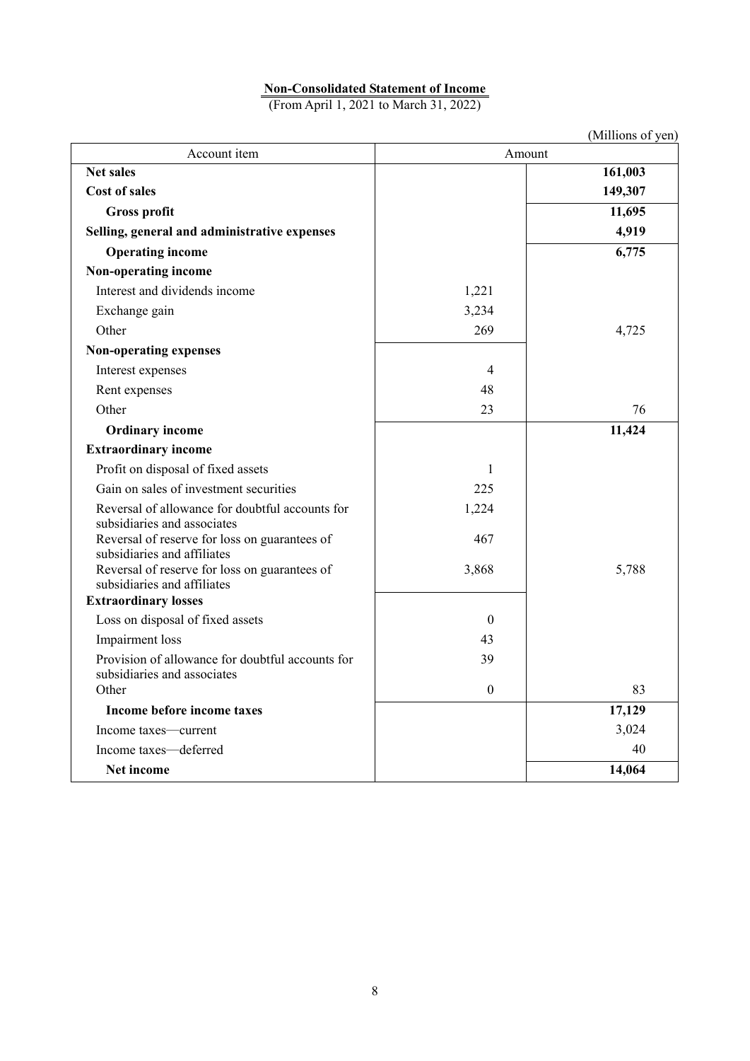**Non-Consolidated Statement of Income**

(From April 1, 2021 to March 31, 2022)

(Millions of yen)

| Account item | Amount | |
|---|---|---|
| **Net sales** | | **161,003** |
| **Cost of sales** | | **149,307** |
| **Gross profit** | | **11,695** |
| **Selling, general and administrative expenses** | | **4,919** |
| **Operating income** | | **6,775** |
| **Non-operating income** | | |
| Interest and dividends income | 1,221 | |
| Exchange gain | 3,234 | |
| Other | 269 | 4,725 |
| **Non-operating expenses** | | |
| Interest expenses | 4 | |
| Rent expenses | 48 | |
| Other | 23 | 76 |
| **Ordinary income** | | **11,424** |
| **Extraordinary income** | | |
| Profit on disposal of fixed assets | 1 | |
| Gain on sales of investment securities | 225 | |
| Reversal of allowance for doubtful accounts for subsidiaries and associates | 1,224 | |
| Reversal of reserve for loss on guarantees of subsidiaries and affiliates | 467 | |
| Reversal of reserve for loss on guarantees of subsidiaries and affiliates | 3,868 | 5,788 |
| **Extraordinary losses** | | |
| Loss on disposal of fixed assets | 0 | |
| Impairment loss | 43 | |
| Provision of allowance for doubtful accounts for subsidiaries and associates | 39 | |
| Other | 0 | 83 |
| **Income before income taxes** | | **17,129** |
| Income taxes—current | | 3,024 |
| Income taxes—deferred | | 40 |
| **Net income** | | **14,064** |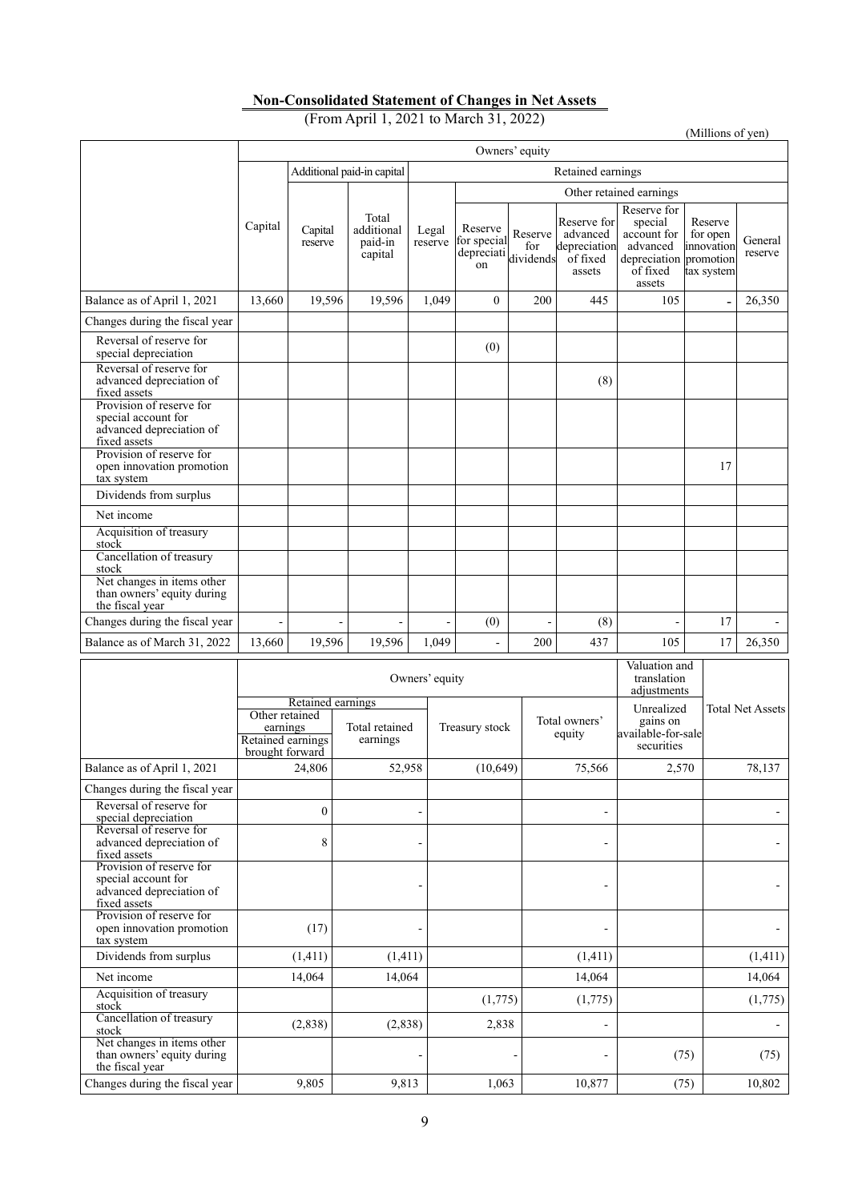## Non-Consolidated Statement of Changes in Net Assets

(From April 1, 2021 to March 31, 2022)

(Millions of yen)

| | Owners' equity | | | | | | | | | |
|---|---|---|---|---|---|---|---|---|---|---|
| | | Additional paid-in capital | | Retained earnings | | | | | | |
| | | | | | Other retained earnings | | | | | |
| | Capital | Capital reserve | Total additional paid-in capital | Legal reserve | Reserve for special depreciation | Reserve for dividends | Reserve for advanced depreciation of fixed assets | Reserve for special account for advanced depreciation of fixed assets | Reserve for open innovation promotion tax system | General reserve |
| Balance as of April 1, 2021 | 13,660 | 19,596 | 19,596 | 1,049 | 0 | 200 | 445 | 105 | - | 26,350 |
| Changes during the fiscal year | | | | | | | | | | |
| Reversal of reserve for special depreciation | | | | | (0) | | | | | |
| Reversal of reserve for advanced depreciation of fixed assets | | | | | | | (8) | | | |
| Provision of reserve for special account for advanced depreciation of fixed assets | | | | | | | | | | |
| Provision of reserve for open innovation promotion tax system | | | | | | | | | 17 | |
| Dividends from surplus | | | | | | | | | | |
| Net income | | | | | | | | | | |
| Acquisition of treasury stock | | | | | | | | | | |
| Cancellation of treasury stock | | | | | | | | | | |
| Net changes in items other than owners' equity during the fiscal year | | | | | | | | | | |
| Changes during the fiscal year | - | - | - | - | (0) | - | (8) | - | 17 | - |
| Balance as of March 31, 2022 | 13,660 | 19,596 | 19,596 | 1,049 | - | 200 | 437 | 105 | 17 | 26,350 |

| | Owners' equity | | | | Valuation and translation adjustments | |
|---|---|---|---|---|---|---|
| | Retained earnings | | | | | |
| | Other retained earnings | | | | | |
| | Retained earnings brought forward | Total retained earnings | Treasury stock | Total owners' equity | Unrealized gains on available-for-sale securities | Total Net Assets |
| Balance as of April 1, 2021 | 24,806 | 52,958 | (10,649) | 75,566 | 2,570 | 78,137 |
| Changes during the fiscal year | | | | | | |
| Reversal of reserve for special depreciation | 0 | - | | - | | - |
| Reversal of reserve for advanced depreciation of fixed assets | 8 | - | | - | | - |
| Provision of reserve for special account for advanced depreciation of fixed assets | | - | | - | | - |
| Provision of reserve for open innovation promotion tax system | (17) | - | | - | | - |
| Dividends from surplus | (1,411) | (1,411) | | (1,411) | | (1,411) |
| Net income | 14,064 | 14,064 | | 14,064 | | 14,064 |
| Acquisition of treasury stock | | | (1,775) | (1,775) | | (1,775) |
| Cancellation of treasury stock | (2,838) | (2,838) | 2,838 | - | | - |
| Net changes in items other than owners' equity during the fiscal year | | - | - | - | (75) | (75) |
| Changes during the fiscal year | 9,805 | 9,813 | 1,063 | 10,877 | (75) | 10,802 |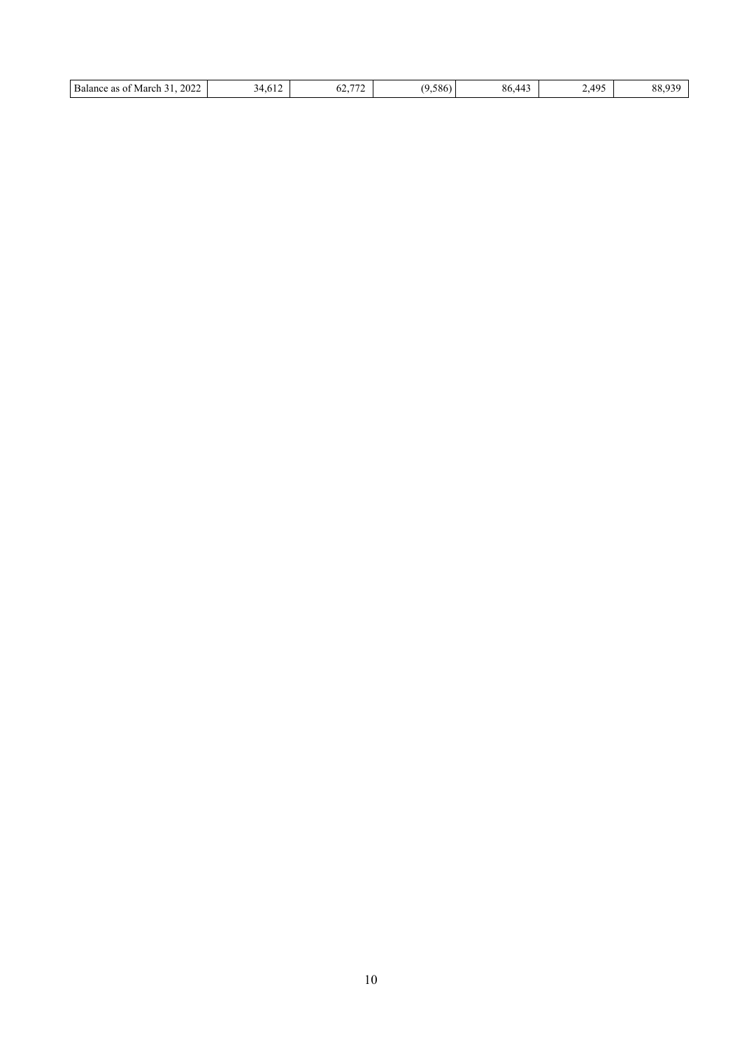| Balance as of March 31, 2022 | 34,612 | 62,772 | (9,586) | 86,443 | 2,495 | 88,939 |
|---|---|---|---|---|---|---|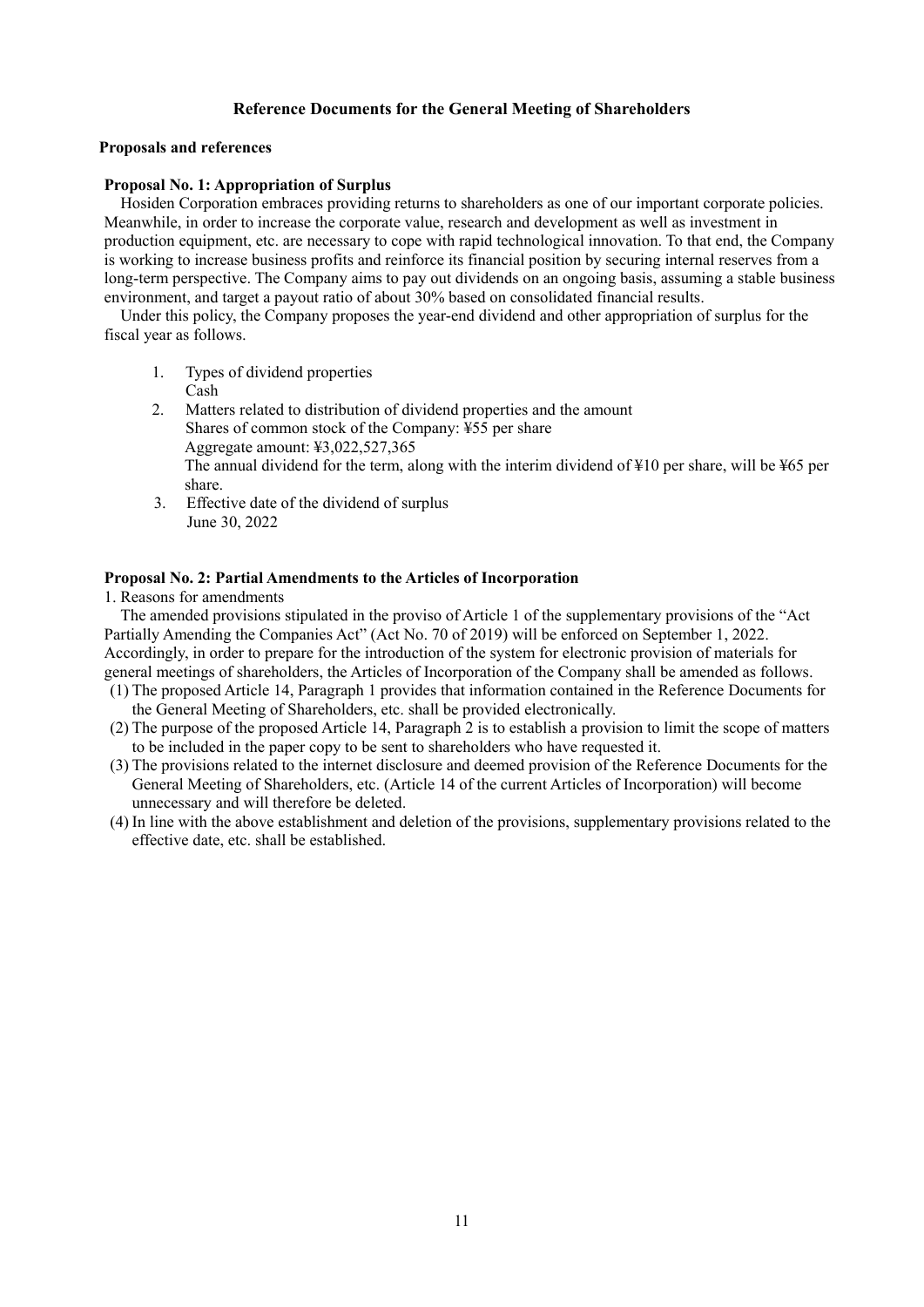# Reference Documents for the General Meeting of Shareholders

## Proposals and references

### Proposal No. 1: Appropriation of Surplus

Hosiden Corporation embraces providing returns to shareholders as one of our important corporate policies. Meanwhile, in order to increase the corporate value, research and development as well as investment in production equipment, etc. are necessary to cope with rapid technological innovation. To that end, the Company is working to increase business profits and reinforce its financial position by securing internal reserves from a long-term perspective. The Company aims to pay out dividends on an ongoing basis, assuming a stable business environment, and target a payout ratio of about 30% based on consolidated financial results.

Under this policy, the Company proposes the year-end dividend and other appropriation of surplus for the fiscal year as follows.

1. Types of dividend properties
   Cash
2. Matters related to distribution of dividend properties and the amount
   Shares of common stock of the Company: ¥55 per share
   Aggregate amount: ¥3,022,527,365
   The annual dividend for the term, along with the interim dividend of ¥10 per share, will be ¥65 per share.
3. Effective date of the dividend of surplus
   June 30, 2022

### Proposal No. 2: Partial Amendments to the Articles of Incorporation

1. Reasons for amendments

The amended provisions stipulated in the proviso of Article 1 of the supplementary provisions of the "Act Partially Amending the Companies Act" (Act No. 70 of 2019) will be enforced on September 1, 2022. Accordingly, in order to prepare for the introduction of the system for electronic provision of materials for general meetings of shareholders, the Articles of Incorporation of the Company shall be amended as follows.

(1) The proposed Article 14, Paragraph 1 provides that information contained in the Reference Documents for the General Meeting of Shareholders, etc. shall be provided electronically.

(2) The purpose of the proposed Article 14, Paragraph 2 is to establish a provision to limit the scope of matters to be included in the paper copy to be sent to shareholders who have requested it.

(3) The provisions related to the internet disclosure and deemed provision of the Reference Documents for the General Meeting of Shareholders, etc. (Article 14 of the current Articles of Incorporation) will become unnecessary and will therefore be deleted.

(4) In line with the above establishment and deletion of the provisions, supplementary provisions related to the effective date, etc. shall be established.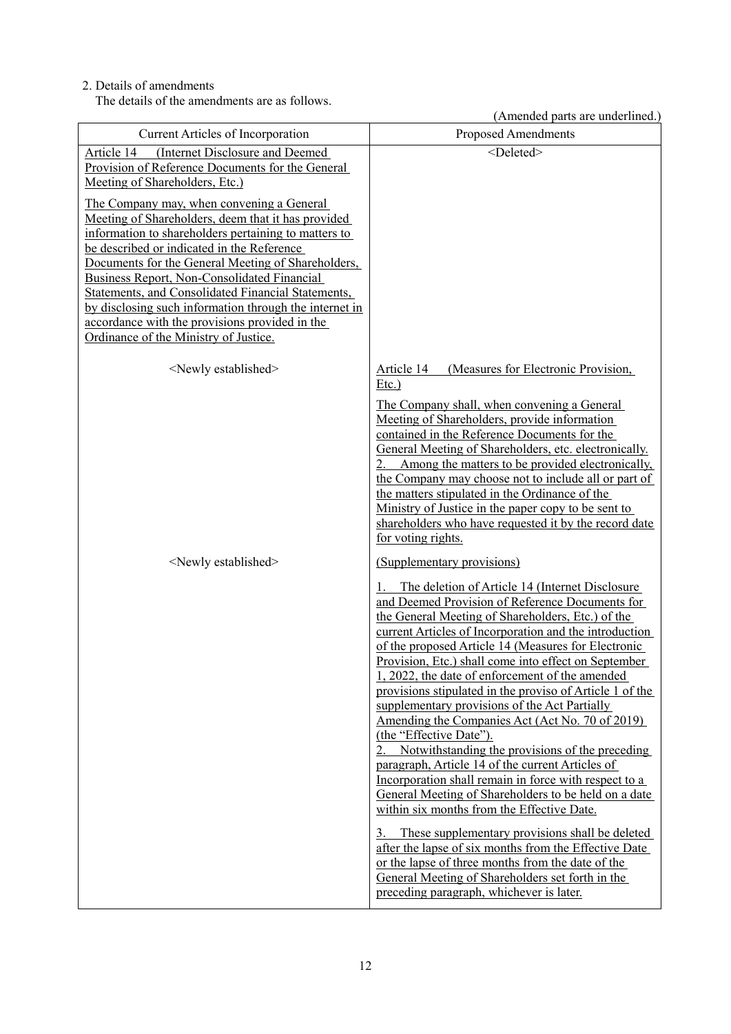2. Details of amendments

The details of the amendments are as follows.

(Amended parts are underlined.)

| Current Articles of Incorporation | Proposed Amendments |
|---|---|
| Article 14 (Internet Disclosure and Deemed Provision of Reference Documents for the General Meeting of Shareholders, Etc.)<br><br>The Company may, when convening a General Meeting of Shareholders, deem that it has provided information to shareholders pertaining to matters to be described or indicated in the Reference Documents for the General Meeting of Shareholders, Business Report, Non-Consolidated Financial Statements, and Consolidated Financial Statements, by disclosing such information through the internet in accordance with the provisions provided in the Ordinance of the Ministry of Justice. | <Deleted> |
| <Newly established> | Article 14 (Measures for Electronic Provision, Etc.)<br><br>The Company shall, when convening a General Meeting of Shareholders, provide information contained in the Reference Documents for the General Meeting of Shareholders, etc. electronically.<br>2. Among the matters to be provided electronically, the Company may choose not to include all or part of the matters stipulated in the Ordinance of the Ministry of Justice in the paper copy to be sent to shareholders who have requested it by the record date for voting rights. |
| <Newly established> | (Supplementary provisions)<br><br>1. The deletion of Article 14 (Internet Disclosure and Deemed Provision of Reference Documents for the General Meeting of Shareholders, Etc.) of the current Articles of Incorporation and the introduction of the proposed Article 14 (Measures for Electronic Provision, Etc.) shall come into effect on September 1, 2022, the date of enforcement of the amended provisions stipulated in the proviso of Article 1 of the supplementary provisions of the Act Partially Amending the Companies Act (Act No. 70 of 2019) (the "Effective Date").<br>2. Notwithstanding the provisions of the preceding paragraph, Article 14 of the current Articles of Incorporation shall remain in force with respect to a General Meeting of Shareholders to be held on a date within six months from the Effective Date.<br><br>3. These supplementary provisions shall be deleted after the lapse of six months from the Effective Date or the lapse of three months from the date of the General Meeting of Shareholders set forth in the preceding paragraph, whichever is later. |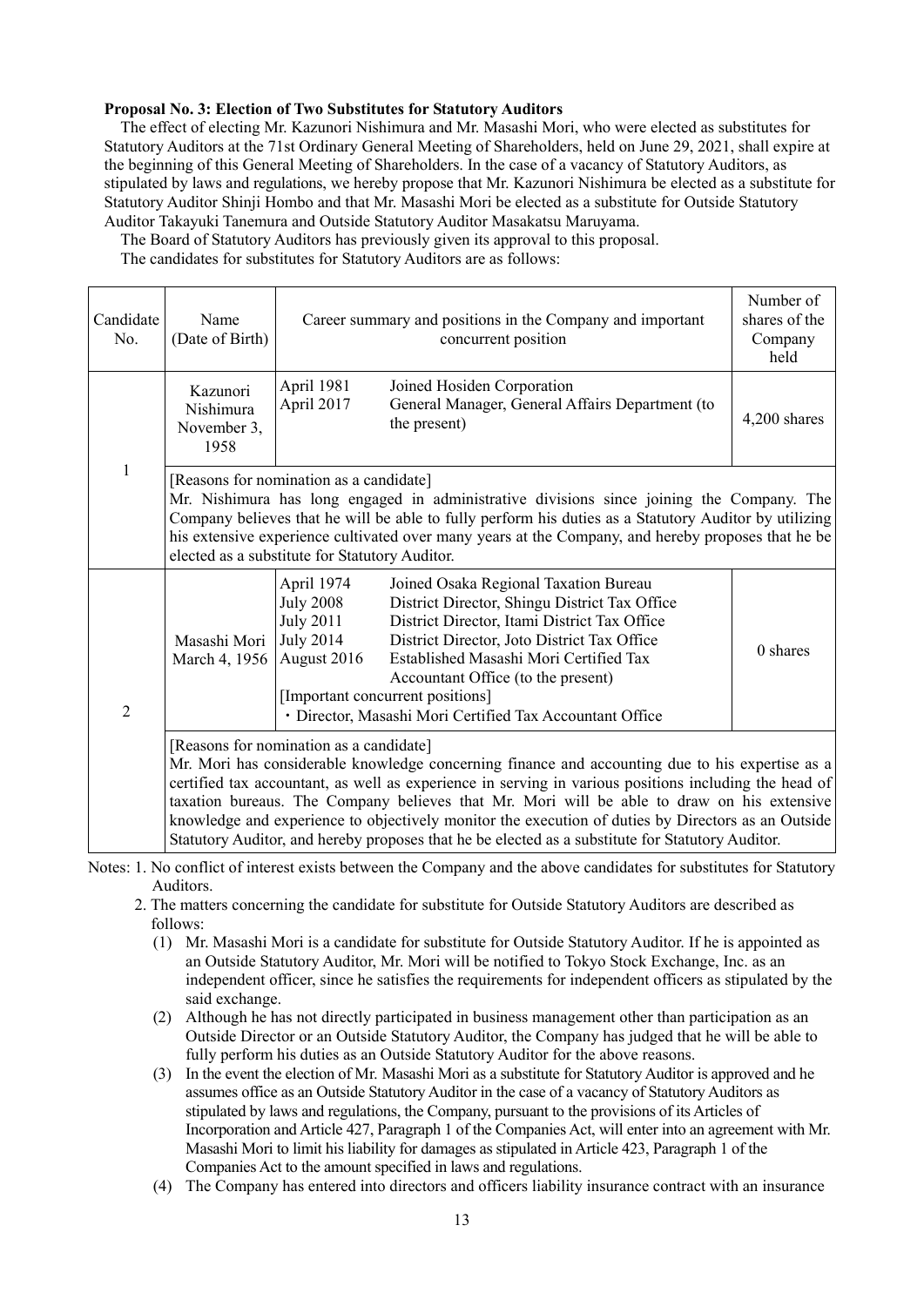**Proposal No. 3: Election of Two Substitutes for Statutory Auditors**

The effect of electing Mr. Kazunori Nishimura and Mr. Masashi Mori, who were elected as substitutes for Statutory Auditors at the 71st Ordinary General Meeting of Shareholders, held on June 29, 2021, shall expire at the beginning of this General Meeting of Shareholders. In the case of a vacancy of Statutory Auditors, as stipulated by laws and regulations, we hereby propose that Mr. Kazunori Nishimura be elected as a substitute for Statutory Auditor Shinji Hombo and that Mr. Masashi Mori be elected as a substitute for Outside Statutory Auditor Takayuki Tanemura and Outside Statutory Auditor Masakatsu Maruyama.

The Board of Statutory Auditors has previously given its approval to this proposal.

The candidates for substitutes for Statutory Auditors are as follows:

| Candidate No. | Name (Date of Birth) | Career summary and positions in the Company and important concurrent position | | Number of shares of the Company held |
|---|---|---|---|---|
| 1 | Kazunori Nishimura November 3, 1958 | April 1981<br>April 2017 | Joined Hosiden Corporation<br>General Manager, General Affairs Department (to the present) | 4,200 shares |
| | [Reasons for nomination as a candidate]<br>Mr. Nishimura has long engaged in administrative divisions since joining the Company. The Company believes that he will be able to fully perform his duties as a Statutory Auditor by utilizing his extensive experience cultivated over many years at the Company, and hereby proposes that he be elected as a substitute for Statutory Auditor. | | | |
| 2 | Masashi Mori March 4, 1956 | April 1974<br>July 2008<br>July 2011<br>July 2014<br>August 2016 | Joined Osaka Regional Taxation Bureau<br>District Director, Shingu District Tax Office<br>District Director, Itami District Tax Office<br>District Director, Joto District Tax Office<br>Established Masashi Mori Certified Tax Accountant Office (to the present) | 0 shares |
| | | [Important concurrent positions]<br>・Director, Masashi Mori Certified Tax Accountant Office | | |
| | [Reasons for nomination as a candidate]<br>Mr. Mori has considerable knowledge concerning finance and accounting due to his expertise as a certified tax accountant, as well as experience in serving in various positions including the head of taxation bureaus. The Company believes that Mr. Mori will be able to draw on his extensive knowledge and experience to objectively monitor the execution of duties by Directors as an Outside Statutory Auditor, and hereby proposes that he be elected as a substitute for Statutory Auditor. | | | |

Notes: 1. No conflict of interest exists between the Company and the above candidates for substitutes for Statutory Auditors.

2. The matters concerning the candidate for substitute for Outside Statutory Auditors are described as follows:

(1) Mr. Masashi Mori is a candidate for substitute for Outside Statutory Auditor. If he is appointed as an Outside Statutory Auditor, Mr. Mori will be notified to Tokyo Stock Exchange, Inc. as an independent officer, since he satisfies the requirements for independent officers as stipulated by the said exchange.

(2) Although he has not directly participated in business management other than participation as an Outside Director or an Outside Statutory Auditor, the Company has judged that he will be able to fully perform his duties as an Outside Statutory Auditor for the above reasons.

(3) In the event the election of Mr. Masashi Mori as a substitute for Statutory Auditor is approved and he assumes office as an Outside Statutory Auditor in the case of a vacancy of Statutory Auditors as stipulated by laws and regulations, the Company, pursuant to the provisions of its Articles of Incorporation and Article 427, Paragraph 1 of the Companies Act, will enter into an agreement with Mr. Masashi Mori to limit his liability for damages as stipulated in Article 423, Paragraph 1 of the Companies Act to the amount specified in laws and regulations.

(4) The Company has entered into directors and officers liability insurance contract with an insurance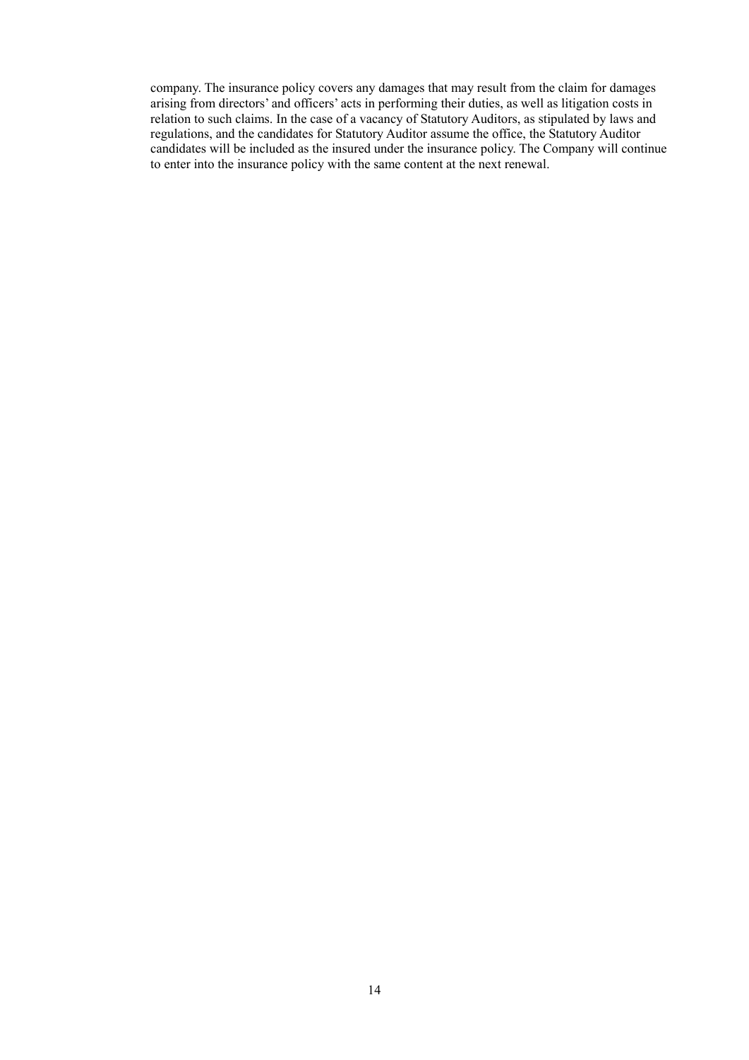company. The insurance policy covers any damages that may result from the claim for damages arising from directors' and officers' acts in performing their duties, as well as litigation costs in relation to such claims. In the case of a vacancy of Statutory Auditors, as stipulated by laws and regulations, and the candidates for Statutory Auditor assume the office, the Statutory Auditor candidates will be included as the insured under the insurance policy. The Company will continue to enter into the insurance policy with the same content at the next renewal.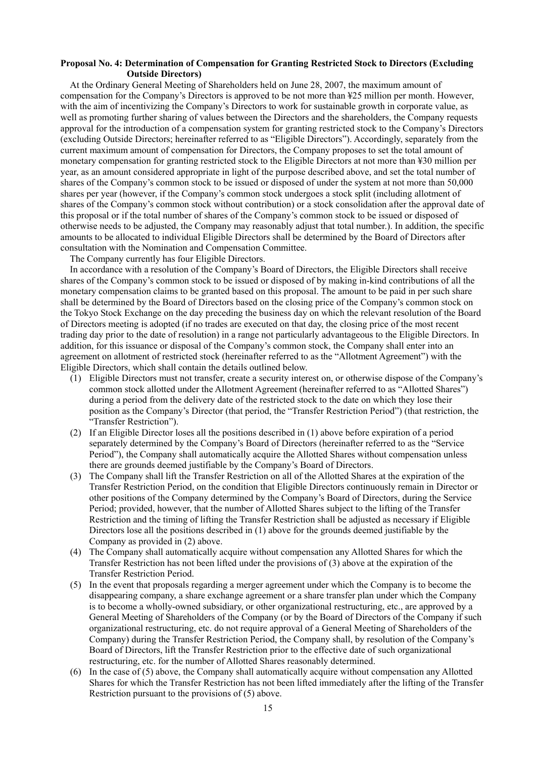**Proposal No. 4: Determination of Compensation for Granting Restricted Stock to Directors (Excluding Outside Directors)**

At the Ordinary General Meeting of Shareholders held on June 28, 2007, the maximum amount of compensation for the Company's Directors is approved to be not more than ¥25 million per month. However, with the aim of incentivizing the Company's Directors to work for sustainable growth in corporate value, as well as promoting further sharing of values between the Directors and the shareholders, the Company requests approval for the introduction of a compensation system for granting restricted stock to the Company's Directors (excluding Outside Directors; hereinafter referred to as "Eligible Directors"). Accordingly, separately from the current maximum amount of compensation for Directors, the Company proposes to set the total amount of monetary compensation for granting restricted stock to the Eligible Directors at not more than ¥30 million per year, as an amount considered appropriate in light of the purpose described above, and set the total number of shares of the Company's common stock to be issued or disposed of under the system at not more than 50,000 shares per year (however, if the Company's common stock undergoes a stock split (including allotment of shares of the Company's common stock without contribution) or a stock consolidation after the approval date of this proposal or if the total number of shares of the Company's common stock to be issued or disposed of otherwise needs to be adjusted, the Company may reasonably adjust that total number.). In addition, the specific amounts to be allocated to individual Eligible Directors shall be determined by the Board of Directors after consultation with the Nomination and Compensation Committee.

The Company currently has four Eligible Directors.

In accordance with a resolution of the Company's Board of Directors, the Eligible Directors shall receive shares of the Company's common stock to be issued or disposed of by making in-kind contributions of all the monetary compensation claims to be granted based on this proposal. The amount to be paid in per such share shall be determined by the Board of Directors based on the closing price of the Company's common stock on the Tokyo Stock Exchange on the day preceding the business day on which the relevant resolution of the Board of Directors meeting is adopted (if no trades are executed on that day, the closing price of the most recent trading day prior to the date of resolution) in a range not particularly advantageous to the Eligible Directors. In addition, for this issuance or disposal of the Company's common stock, the Company shall enter into an agreement on allotment of restricted stock (hereinafter referred to as the "Allotment Agreement") with the Eligible Directors, which shall contain the details outlined below.

(1) Eligible Directors must not transfer, create a security interest on, or otherwise dispose of the Company's common stock allotted under the Allotment Agreement (hereinafter referred to as "Allotted Shares") during a period from the delivery date of the restricted stock to the date on which they lose their position as the Company's Director (that period, the "Transfer Restriction Period") (that restriction, the "Transfer Restriction").

(2) If an Eligible Director loses all the positions described in (1) above before expiration of a period separately determined by the Company's Board of Directors (hereinafter referred to as the "Service Period"), the Company shall automatically acquire the Allotted Shares without compensation unless there are grounds deemed justifiable by the Company's Board of Directors.

(3) The Company shall lift the Transfer Restriction on all of the Allotted Shares at the expiration of the Transfer Restriction Period, on the condition that Eligible Directors continuously remain in Director or other positions of the Company determined by the Company's Board of Directors, during the Service Period; provided, however, that the number of Allotted Shares subject to the lifting of the Transfer Restriction and the timing of lifting the Transfer Restriction shall be adjusted as necessary if Eligible Directors lose all the positions described in (1) above for the grounds deemed justifiable by the Company as provided in (2) above.

(4) The Company shall automatically acquire without compensation any Allotted Shares for which the Transfer Restriction has not been lifted under the provisions of (3) above at the expiration of the Transfer Restriction Period.

(5) In the event that proposals regarding a merger agreement under which the Company is to become the disappearing company, a share exchange agreement or a share transfer plan under which the Company is to become a wholly-owned subsidiary, or other organizational restructuring, etc., are approved by a General Meeting of Shareholders of the Company (or by the Board of Directors of the Company if such organizational restructuring, etc. do not require approval of a General Meeting of Shareholders of the Company) during the Transfer Restriction Period, the Company shall, by resolution of the Company's Board of Directors, lift the Transfer Restriction prior to the effective date of such organizational restructuring, etc. for the number of Allotted Shares reasonably determined.

(6) In the case of (5) above, the Company shall automatically acquire without compensation any Allotted Shares for which the Transfer Restriction has not been lifted immediately after the lifting of the Transfer Restriction pursuant to the provisions of (5) above.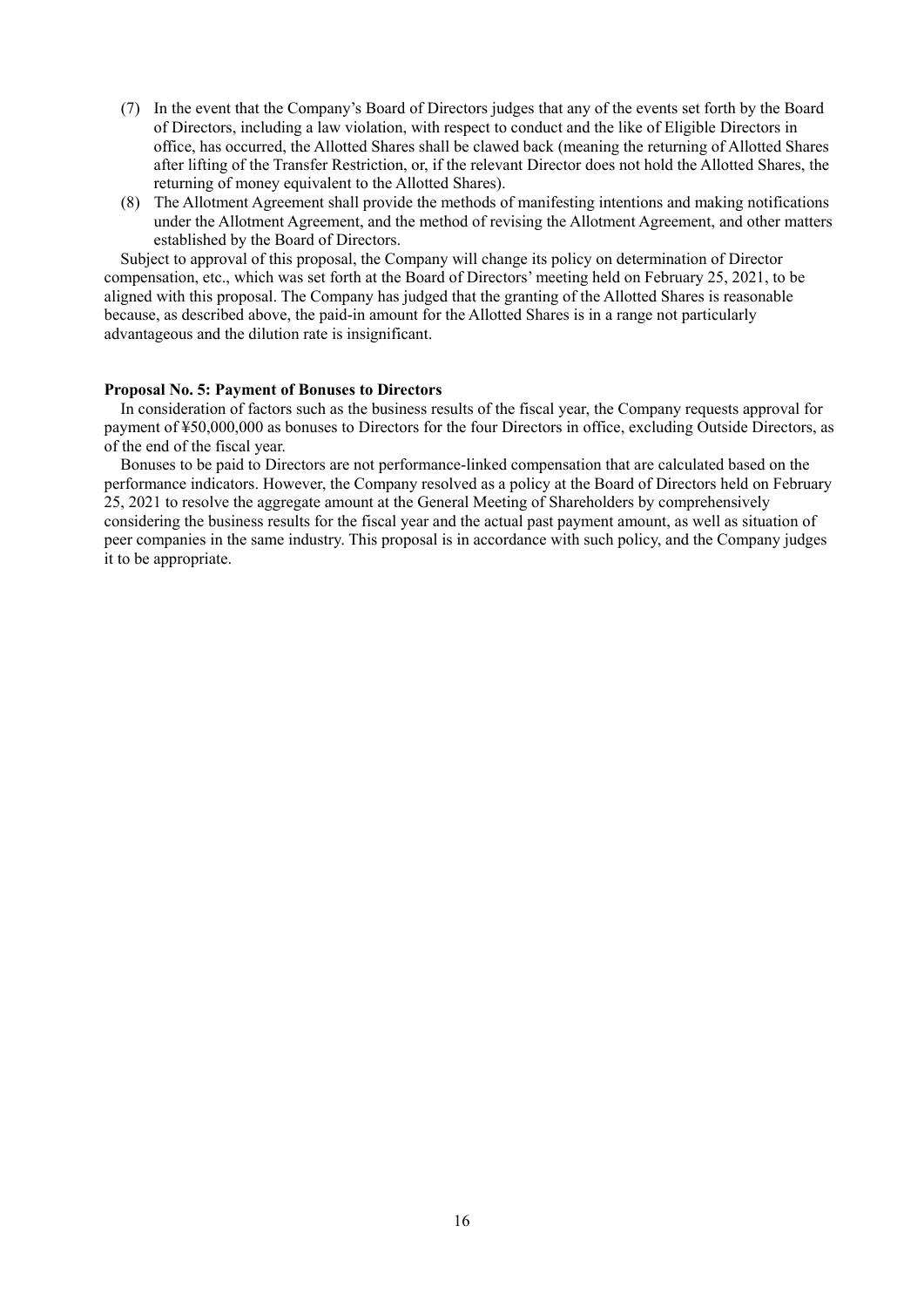(7) In the event that the Company's Board of Directors judges that any of the events set forth by the Board of Directors, including a law violation, with respect to conduct and the like of Eligible Directors in office, has occurred, the Allotted Shares shall be clawed back (meaning the returning of Allotted Shares after lifting of the Transfer Restriction, or, if the relevant Director does not hold the Allotted Shares, the returning of money equivalent to the Allotted Shares).

(8) The Allotment Agreement shall provide the methods of manifesting intentions and making notifications under the Allotment Agreement, and the method of revising the Allotment Agreement, and other matters established by the Board of Directors.

Subject to approval of this proposal, the Company will change its policy on determination of Director compensation, etc., which was set forth at the Board of Directors' meeting held on February 25, 2021, to be aligned with this proposal. The Company has judged that the granting of the Allotted Shares is reasonable because, as described above, the paid-in amount for the Allotted Shares is in a range not particularly advantageous and the dilution rate is insignificant.

**Proposal No. 5: Payment of Bonuses to Directors**

In consideration of factors such as the business results of the fiscal year, the Company requests approval for payment of ¥50,000,000 as bonuses to Directors for the four Directors in office, excluding Outside Directors, as of the end of the fiscal year.

Bonuses to be paid to Directors are not performance-linked compensation that are calculated based on the performance indicators. However, the Company resolved as a policy at the Board of Directors held on February 25, 2021 to resolve the aggregate amount at the General Meeting of Shareholders by comprehensively considering the business results for the fiscal year and the actual past payment amount, as well as situation of peer companies in the same industry. This proposal is in accordance with such policy, and the Company judges it to be appropriate.